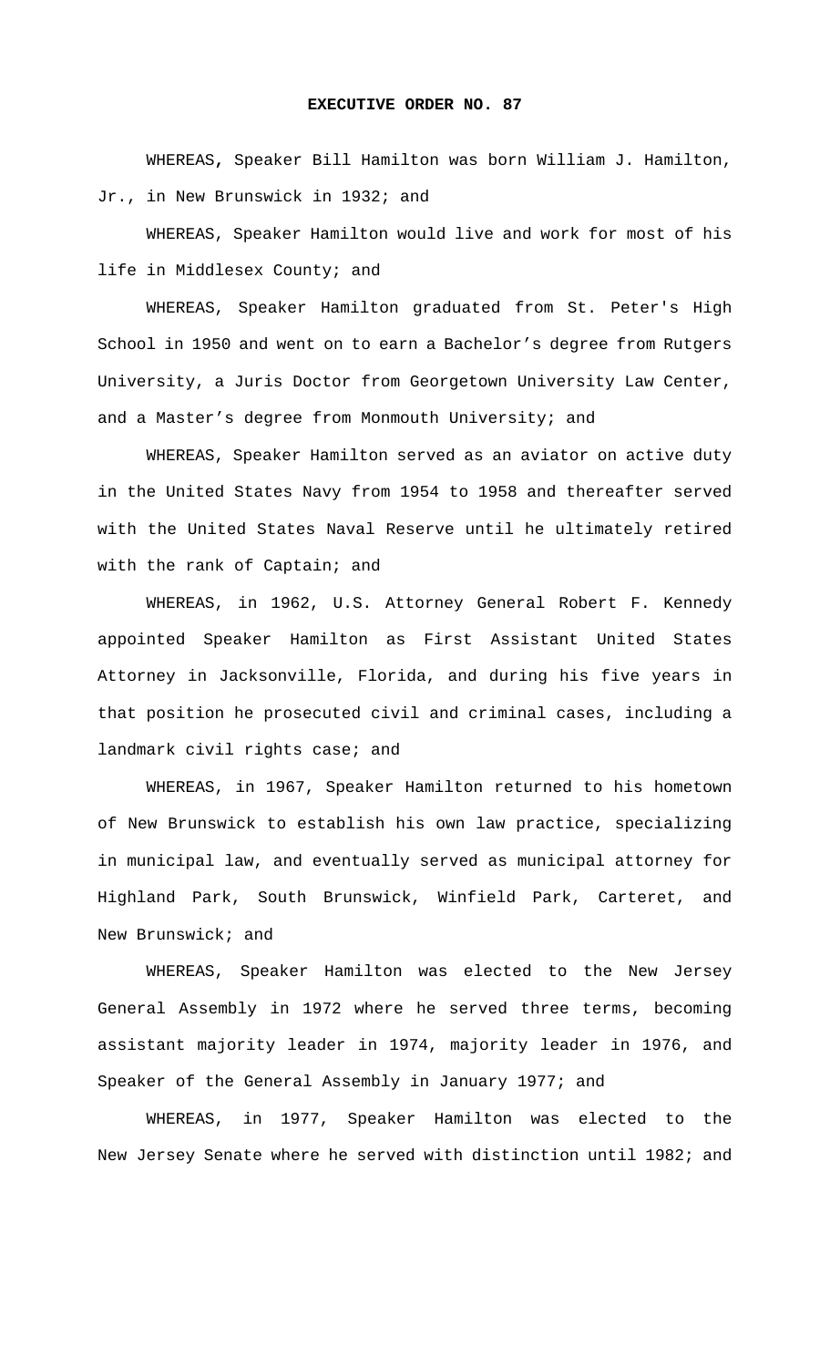**EXECUTIVE ORDER NO. 87**

WHEREAS, Speaker Bill Hamilton was born William J. Hamilton, Jr., in New Brunswick in 1932; and

WHEREAS, Speaker Hamilton would live and work for most of his life in Middlesex County; and

WHEREAS, Speaker Hamilton graduated from St. Peter's High School in 1950 and went on to earn a Bachelor's degree from Rutgers University, a Juris Doctor from Georgetown University Law Center, and a Master's degree from Monmouth University; and

WHEREAS, Speaker Hamilton served as an aviator on active duty in the United States Navy from 1954 to 1958 and thereafter served with the United States Naval Reserve until he ultimately retired with the rank of Captain; and

WHEREAS, in 1962, U.S. Attorney General Robert F. Kennedy appointed Speaker Hamilton as First Assistant United States Attorney in Jacksonville, Florida, and during his five years in that position he prosecuted civil and criminal cases, including a landmark civil rights case; and

WHEREAS, in 1967, Speaker Hamilton returned to his hometown of New Brunswick to establish his own law practice, specializing in municipal law, and eventually served as municipal attorney for Highland Park, South Brunswick, Winfield Park, Carteret, and New Brunswick; and

WHEREAS, Speaker Hamilton was elected to the New Jersey General Assembly in 1972 where he served three terms, becoming assistant majority leader in 1974, majority leader in 1976, and Speaker of the General Assembly in January 1977; and

WHEREAS, in 1977, Speaker Hamilton was elected to the New Jersey Senate where he served with distinction until 1982; and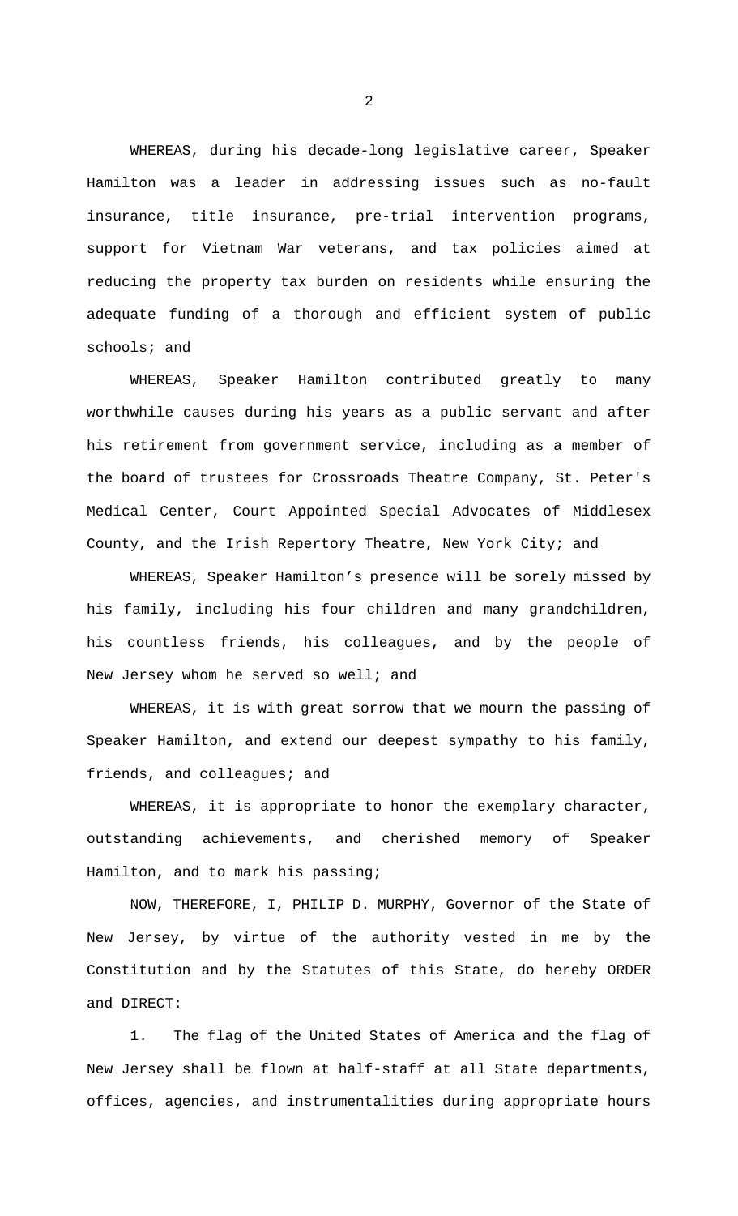WHEREAS, during his decade-long legislative career, Speaker Hamilton was a leader in addressing issues such as no-fault insurance, title insurance, pre-trial intervention programs, support for Vietnam War veterans, and tax policies aimed at reducing the property tax burden on residents while ensuring the adequate funding of a thorough and efficient system of public schools; and

WHEREAS, Speaker Hamilton contributed greatly to many worthwhile causes during his years as a public servant and after his retirement from government service, including as a member of the board of trustees for Crossroads Theatre Company, St. Peter's Medical Center, Court Appointed Special Advocates of Middlesex County, and the Irish Repertory Theatre, New York City; and

WHEREAS, Speaker Hamilton's presence will be sorely missed by his family, including his four children and many grandchildren, his countless friends, his colleagues, and by the people of New Jersey whom he served so well; and

WHEREAS, it is with great sorrow that we mourn the passing of Speaker Hamilton, and extend our deepest sympathy to his family, friends, and colleagues; and

WHEREAS, it is appropriate to honor the exemplary character, outstanding achievements, and cherished memory of Speaker Hamilton, and to mark his passing;

NOW, THEREFORE, I, PHILIP D. MURPHY, Governor of the State of New Jersey, by virtue of the authority vested in me by the Constitution and by the Statutes of this State, do hereby ORDER and DIRECT:

1. The flag of the United States of America and the flag of New Jersey shall be flown at half-staff at all State departments, offices, agencies, and instrumentalities during appropriate hours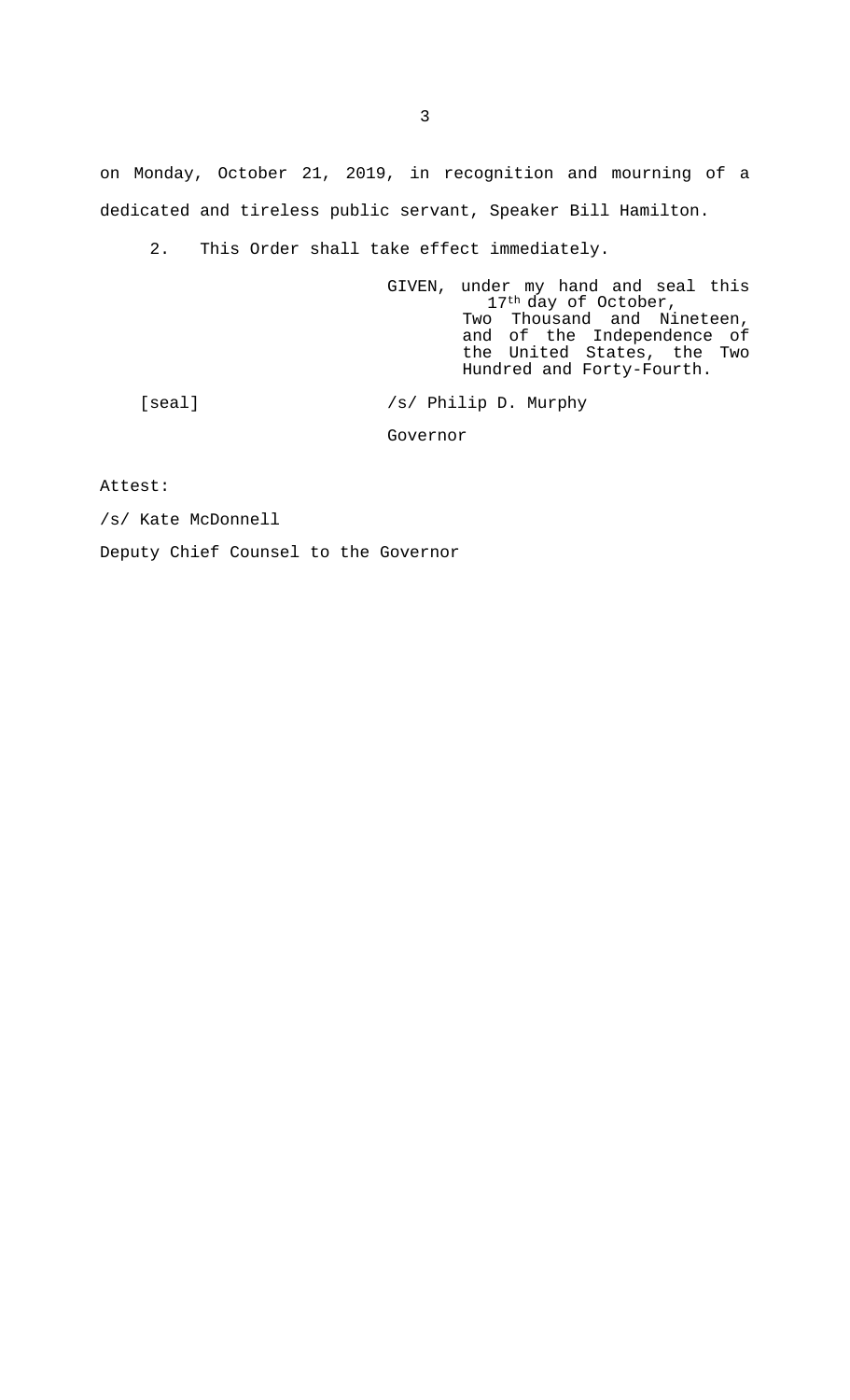on Monday, October 21, 2019, in recognition and mourning of a dedicated and tireless public servant, Speaker Bill Hamilton.

2. This Order shall take effect immediately.

GIVEN, under my hand and seal this 17th day of October, Two Thousand and Nineteen, and of the Independence of the United States, the Two Hundred and Forty-Fourth.

[seal]

/s/ Philip D. Murphy

Governor

Attest:

/s/ Kate McDonnell

Deputy Chief Counsel to the Governor